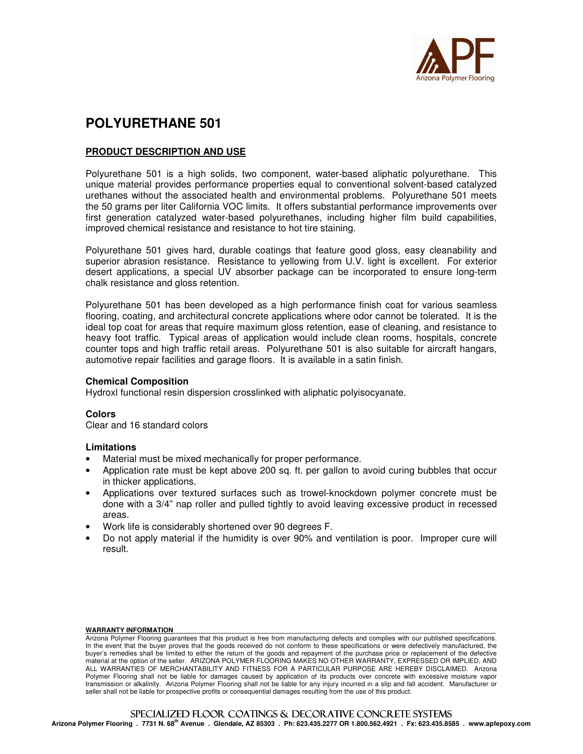# POLYURETHANE 501

## PRODUCT DESCRIPTION AND USE

Polyurethane 501 is a high solids, two component, water-based aliphatic polyurethane. This unique material provides performance properties equal to conventional solvent-based catalyzed urethanes without the associated health and environmental problems. Polyurethane 501 meets the 50 grams per liter California VOC limits. It offers substantial performance improvements over first generation catalyzed water-based polyurethanes, including higher film build capabilities, improved chemical resistance and resistance to hot tire staining.

Polyurethane 501 gives hard, durable coatings that feature good gloss, easy cleanability and superior abrasion resistance. Resistance to yellowing from U.V. light is excellent. For exterior desert applications, a special UV absorber package can be incorporated to ensure long-term chalk resistance and gloss retention.

Polyurethane 501 has been developed as a high performance finish coat for various seamless flooring, coating, and architectural concrete applications where odor cannot be tolerated. It is the ideal top coat for areas that require maximum gloss retention, ease of cleaning, and resistance to heavy foot traffic. Typical areas of application would include clean rooms, hospitals, concrete counter tops and high traffic retail areas. Polyurethane 501 is also suitable for aircraft hangars, automotive repair facilities and garage floors. It is available in a satin finish.

### Chemical Composition

Hydroxl functional resin dispersion crosslinked with aliphatic polyisocyanate.

### Colors

Clear and 16 standard colors

### Limitations

- Material must be mixed mechanically for proper performance.
- Application rate must be kept above 200 sq. ft. per gallon to avoid curing bubbles that occur in thicker applications.
- Applications over textured surfaces such as trowel-knockdown polymer concrete must be done with a 3/4" nap roller and pulled tightly to avoid leaving excessive product in recessed areas.
- Work life is considerably shortened over 90 degrees F.
- Do not apply material if the humidity is over 90% and ventilation is poor. Improper cure will result.

**WARRANTY INFORMATION**

Arizona Polymer Flooring guarantees that this product is free from manufacturing defects and complies with our published specifications. In the event that the buyer proves that the goods received do not conform to these specifications or were defectively manufactured, the buyer's remedies shall be limited to either the return of the goods and repayment of the purchase price or replacement of the defective material at the option of the seller. ARIZONA POLYMER FLOORING MAKES NO OTHER WARRANTY, EXPRESSED OR IMPLIED, AND ALL WARRANTIES OF MERCHANTABILITY AND FITNESS FOR A PARTICULAR PURPOSE ARE HEREBY DISCLAIMED. Arizona Polymer Flooring shall not be liable for damages caused by application of its products over concrete with excessive moisture vapor transmission or alkalinity. Arizona Polymer Flooring shall not be liable for any injury incurred in a slip and fall accident. Manufacturer or seller shall not be liable for prospective profits or consequential damages resulting from the use of this product.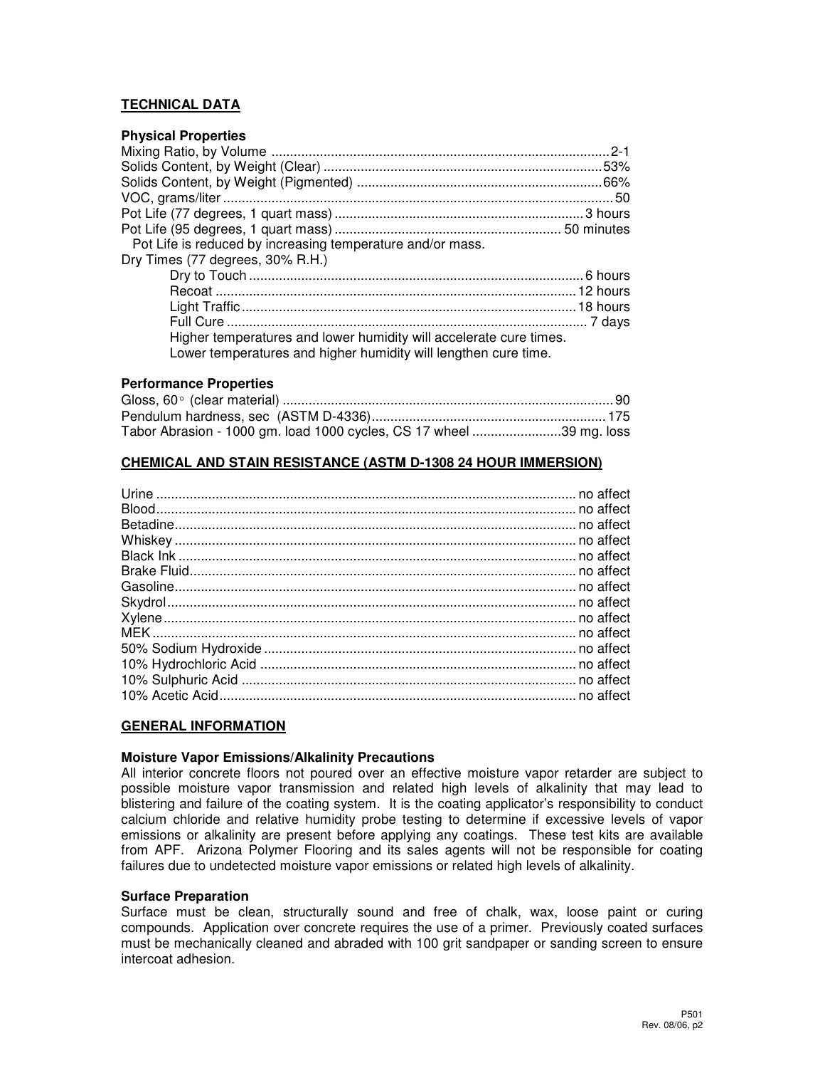## TECHNICAL DATA

### Physical Properties

| Property | Value |
|---|---|
| Mixing Ratio, by Volume | 2-1 |
| Solids Content, by Weight (Clear) | 53% |
| Solids Content, by Weight (Pigmented) | 66% |
| VOC, grams/liter | 50 |
| Pot Life (77 degrees, 1 quart mass) | 3 hours |
| Pot Life (95 degrees, 1 quart mass) | 50 minutes |

Pot Life is reduced by increasing temperature and/or mass.

Dry Times (77 degrees, 30% R.H.)

| Stage | Time |
|---|---|
| Dry to Touch | 6 hours |
| Recoat | 12 hours |
| Light Traffic | 18 hours |
| Full Cure | 7 days |

Higher temperatures and lower humidity will accelerate cure times.
Lower temperatures and higher humidity will lengthen cure time.

### Performance Properties

| Property | Value |
|---|---|
| Gloss, 60° (clear material) | 90 |
| Pendulum hardness, sec (ASTM D-4336) | 175 |
| Tabor Abrasion - 1000 gm. load 1000 cycles, CS 17 wheel | 39 mg. loss |

## CHEMICAL AND STAIN RESISTANCE (ASTM D-1308 24 HOUR IMMERSION)

| Chemical | Result |
|---|---|
| Urine | no affect |
| Blood | no affect |
| Betadine | no affect |
| Whiskey | no affect |
| Black Ink | no affect |
| Brake Fluid | no affect |
| Gasoline | no affect |
| Skydrol | no affect |
| Xylene | no affect |
| MEK | no affect |
| 50% Sodium Hydroxide | no affect |
| 10% Hydrochloric Acid | no affect |
| 10% Sulphuric Acid | no affect |
| 10% Acetic Acid | no affect |

## GENERAL INFORMATION

### Moisture Vapor Emissions/Alkalinity Precautions

All interior concrete floors not poured over an effective moisture vapor retarder are subject to possible moisture vapor transmission and related high levels of alkalinity that may lead to blistering and failure of the coating system. It is the coating applicator's responsibility to conduct calcium chloride and relative humidity probe testing to determine if excessive levels of vapor emissions or alkalinity are present before applying any coatings. These test kits are available from APF. Arizona Polymer Flooring and its sales agents will not be responsible for coating failures due to undetected moisture vapor emissions or related high levels of alkalinity.

### Surface Preparation

Surface must be clean, structurally sound and free of chalk, wax, loose paint or curing compounds. Application over concrete requires the use of a primer. Previously coated surfaces must be mechanically cleaned and abraded with 100 grit sandpaper or sanding screen to ensure intercoat adhesion.

P501
Rev. 08/06, p2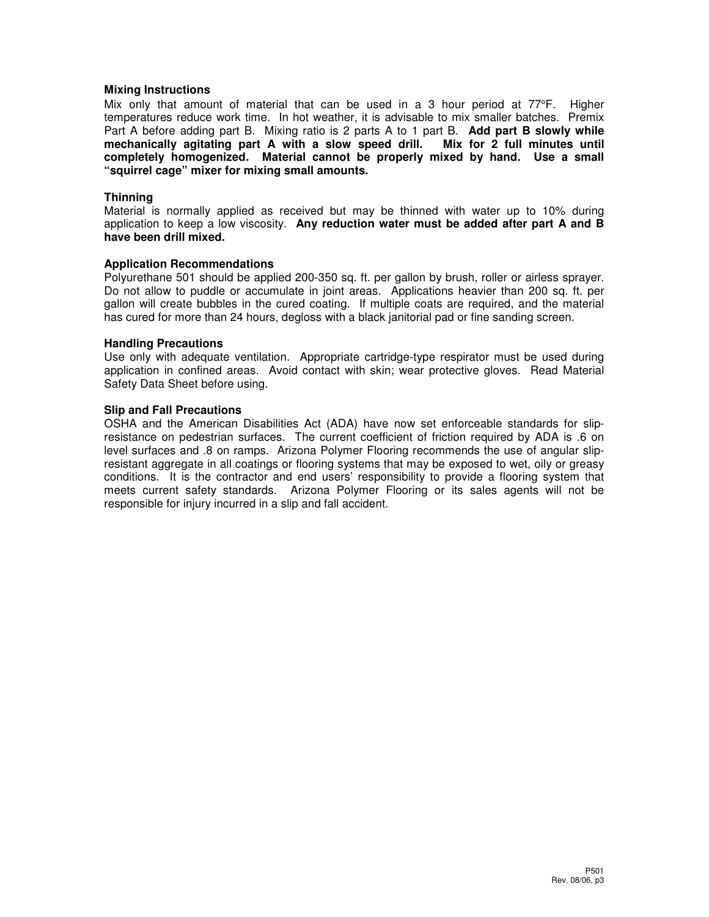### Mixing Instructions

Mix only that amount of material that can be used in a 3 hour period at 77°F. Higher temperatures reduce work time. In hot weather, it is advisable to mix smaller batches. Premix Part A before adding part B. Mixing ratio is 2 parts A to 1 part B. **Add part B slowly while mechanically agitating part A with a slow speed drill. Mix for 2 full minutes until completely homogenized. Material cannot be properly mixed by hand. Use a small "squirrel cage" mixer for mixing small amounts.**

### Thinning

Material is normally applied as received but may be thinned with water up to 10% during application to keep a low viscosity. **Any reduction water must be added after part A and B have been drill mixed.**

### Application Recommendations

Polyurethane 501 should be applied 200-350 sq. ft. per gallon by brush, roller or airless sprayer. Do not allow to puddle or accumulate in joint areas. Applications heavier than 200 sq. ft. per gallon will create bubbles in the cured coating. If multiple coats are required, and the material has cured for more than 24 hours, degloss with a black janitorial pad or fine sanding screen.

### Handling Precautions

Use only with adequate ventilation. Appropriate cartridge-type respirator must be used during application in confined areas. Avoid contact with skin; wear protective gloves. Read Material Safety Data Sheet before using.

### Slip and Fall Precautions

OSHA and the American Disabilities Act (ADA) have now set enforceable standards for slip-resistance on pedestrian surfaces. The current coefficient of friction required by ADA is .6 on level surfaces and .8 on ramps. Arizona Polymer Flooring recommends the use of angular slip-resistant aggregate in all coatings or flooring systems that may be exposed to wet, oily or greasy conditions. It is the contractor and end users' responsibility to provide a flooring system that meets current safety standards. Arizona Polymer Flooring or its sales agents will not be responsible for injury incurred in a slip and fall accident.